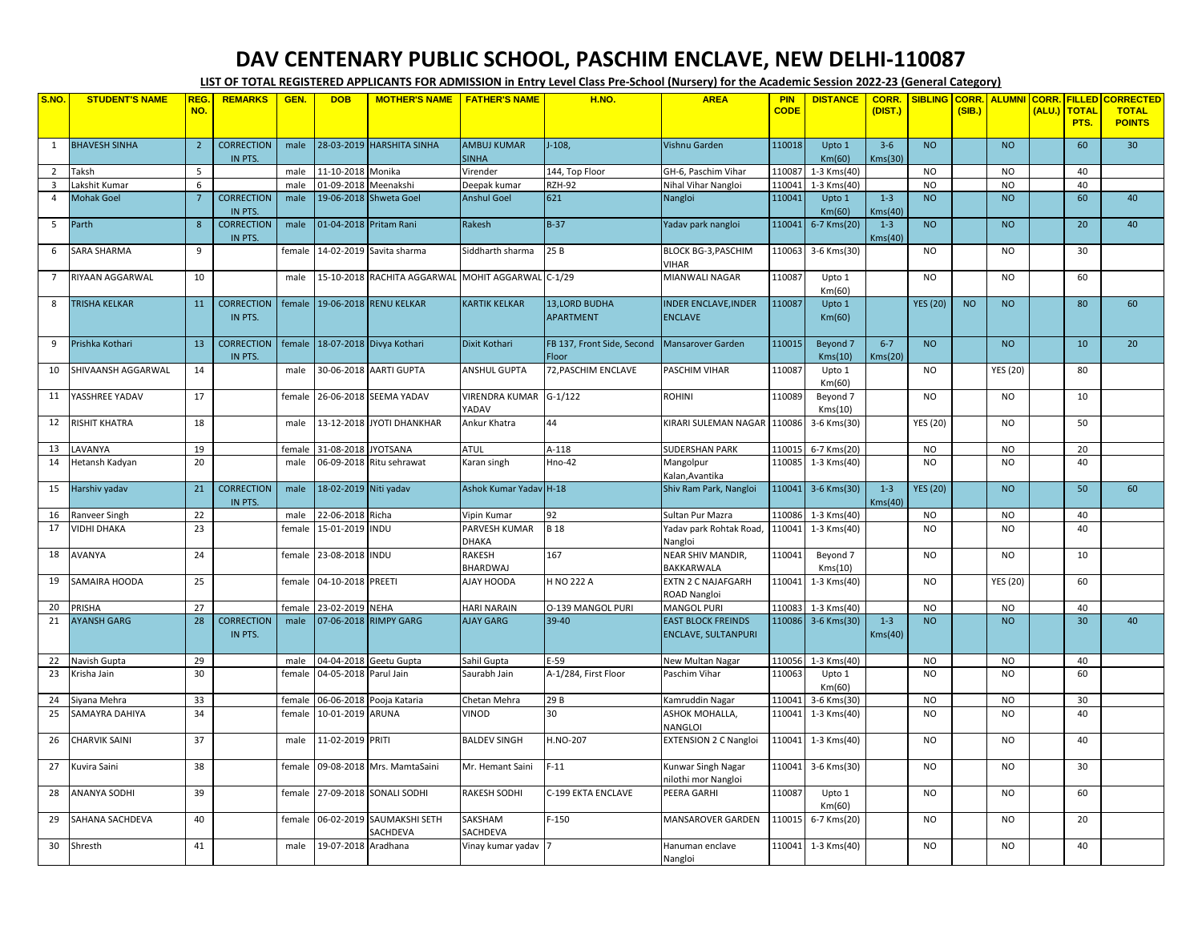# DAV CENTENARY PUBLIC SCHOOL, PASCHIM ENCLAVE, NEW DELHI-110087

**LIST OF TOTAL REGISTERED APPLICANTS FOR ADMISSION in Entry Level Class Pre-School (Nursery) for the Academic Session 2022-23 (General Category)**

| S.NO. | STUDENT'S NAME | REG. NO. | REMARKS | GEN. | DOB | MOTHER'S NAME | FATHER'S NAME | H.NO. | AREA | PIN CODE | DISTANCE | CORR. (DIST.) | SIBLING | CORR. (SIB.) | ALUMNI | CORR. (ALU.) | FILLED TOTAL PTS. | CORRECTED TOTAL POINTS |
|---|---|---|---|---|---|---|---|---|---|---|---|---|---|---|---|---|---|---|
| 1 | BHAVESH SINHA | 2 | CORRECTION IN PTS. | male | 28-03-2019 | HARSHITA SINHA | AMBUJ KUMAR SINHA | J-108, | Vishnu Garden | 110018 | Upto 1 Km(60) | 3-6 Kms(30) | NO | | NO | | 60 | 30 |
| 2 | Taksh | 5 | | male | 11-10-2018 | Monika | Virender | 144, Top Floor | GH-6, Paschim Vihar | 110087 | 1-3 Kms(40) | | NO | | NO | | 40 | |
| 3 | Lakshit Kumar | 6 | | male | 01-09-2018 | Meenakshi | Deepak kumar | RZH-92 | Nihal Vihar Nangloi | 110041 | 1-3 Kms(40) | | NO | | NO | | 40 | |
| 4 | Mohak Goel | 7 | CORRECTION IN PTS. | male | 19-06-2018 | Shweta Goel | Anshul Goel | 621 | Nangloi | 110041 | Upto 1 Km(60) | 1-3 Kms(40) | NO | | NO | | 60 | 40 |
| 5 | Parth | 8 | CORRECTION IN PTS. | male | 01-04-2018 | Pritam Rani | Rakesh | B-37 | Yadav park nangloi | 110041 | 6-7 Kms(20) | 1-3 Kms(40) | NO | | NO | | 20 | 40 |
| 6 | SARA SHARMA | 9 | | female | 14-02-2019 | Savita sharma | Siddharth sharma | 25 B | BLOCK BG-3,PASCHIM VIHAR | 110063 | 3-6 Kms(30) | | NO | | NO | | 30 | |
| 7 | RIYAAN AGGARWAL | 10 | | male | 15-10-2018 | RACHITA AGGARWAL | MOHIT AGGARWAL | C-1/29 | MIANWALI NAGAR | 110087 | Upto 1 Km(60) | | NO | | NO | | 60 | |
| 8 | TRISHA KELKAR | 11 | CORRECTION IN PTS. | female | 19-06-2018 | RENU KELKAR | KARTIK KELKAR | 13,LORD BUDHA APARTMENT | INDER ENCLAVE,INDER ENCLAVE | 110087 | Upto 1 Km(60) | | YES (20) | NO | NO | | 80 | 60 |
| 9 | Prishka Kothari | 13 | CORRECTION IN PTS. | female | 18-07-2018 | Divya Kothari | Dixit Kothari | FB 137, Front Side, Second Floor | Mansarover Garden | 110015 | Beyond 7 Kms(10) | 6-7 Kms(20) | NO | | NO | | 10 | 20 |
| 10 | SHIVAANSH AGGARWAL | 14 | | male | 30-06-2018 | AARTI GUPTA | ANSHUL GUPTA | 72,PASCHIM ENCLAVE | PASCHIM VIHAR | 110087 | Upto 1 Km(60) | | NO | | YES (20) | | 80 | |
| 11 | YASSHREE YADAV | 17 | | female | 26-06-2018 | SEEMA YADAV | VIRENDRA KUMAR YADAV | G-1/122 | ROHINI | 110089 | Beyond 7 Kms(10) | | NO | | NO | | 10 | |
| 12 | RISHIT KHATRA | 18 | | male | 13-12-2018 | JYOTI DHANKHAR | Ankur Khatra | 44 | KIRARI SULEMAN NAGAR | 110086 | 3-6 Kms(30) | | YES (20) | | NO | | 50 | |
| 13 | LAVANYA | 19 | | female | 31-08-2018 | JYOTSANA | ATUL | A-118 | SUDERSHAN PARK | 110015 | 6-7 Kms(20) | | NO | | NO | | 20 | |
| 14 | Hetansh Kadyan | 20 | | male | 06-09-2018 | Ritu sehrawat | Karan singh | Hno-42 | Mangolpur Kalan,Avantika | 110085 | 1-3 Kms(40) | | NO | | NO | | 40 | |
| 15 | Harshiv yadav | 21 | CORRECTION IN PTS. | male | 18-02-2019 | Niti yadav | Ashok Kumar Yadav | H-18 | Shiv Ram Park, Nangloi | 110041 | 3-6 Kms(30) | 1-3 Kms(40) | YES (20) | | NO | | 50 | 60 |
| 16 | Ranveer Singh | 22 | | male | 22-06-2018 | Richa | Vipin Kumar | 92 | Sultan Pur Mazra | 110086 | 1-3 Kms(40) | | NO | | NO | | 40 | |
| 17 | VIDHI DHAKA | 23 | | female | 15-01-2019 | INDU | PARVESH KUMAR DHAKA | B 18 | Yadav park Rohtak Road, Nangloi | 110041 | 1-3 Kms(40) | | NO | | NO | | 40 | |
| 18 | AVANYA | 24 | | female | 23-08-2018 | INDU | RAKESH BHARDWAJ | 167 | NEAR SHIV MANDIR, BAKKARWALA | 110041 | Beyond 7 Kms(10) | | NO | | NO | | 10 | |
| 19 | SAMAIRA HOODA | 25 | | female | 04-10-2018 | PREETI | AJAY HOODA | H NO 222 A | EXTN 2 C NAJAFGARH ROAD Nangloi | 110041 | 1-3 Kms(40) | | NO | | YES (20) | | 60 | |
| 20 | PRISHA | 27 | | female | 23-02-2019 | NEHA | HARI NARAIN | O-139 MANGOL PURI | MANGOL PURI | 110083 | 1-3 Kms(40) | | NO | | NO | | 40 | |
| 21 | AYANSH GARG | 28 | CORRECTION IN PTS. | male | 07-06-2018 | RIMPY GARG | AJAY GARG | 39-40 | EAST BLOCK FREINDS ENCLAVE, SULTANPURI | 110086 | 3-6 Kms(30) | 1-3 Kms(40) | NO | | NO | | 30 | 40 |
| 22 | Navish Gupta | 29 | | male | 04-04-2018 | Geetu Gupta | Sahil Gupta | E-59 | New Multan Nagar | 110056 | 1-3 Kms(40) | | NO | | NO | | 40 | |
| 23 | Krisha Jain | 30 | | female | 04-05-2018 | Parul Jain | Saurabh Jain | A-1/284, First Floor | Paschim Vihar | 110063 | Upto 1 Km(60) | | NO | | NO | | 60 | |
| 24 | Siyana Mehra | 33 | | female | 06-06-2018 | Pooja Kataria | Chetan Mehra | 29 B | Kamruddin Nagar | 110041 | 3-6 Kms(30) | | NO | | NO | | 30 | |
| 25 | SAMAYRA DAHIYA | 34 | | female | 10-01-2019 | ARUNA | VINOD | 30 | ASHOK MOHALLA, NANGLOI | 110041 | 1-3 Kms(40) | | NO | | NO | | 40 | |
| 26 | CHARVIK SAINI | 37 | | male | 11-02-2019 | PRITI | BALDEV SINGH | H.NO-207 | EXTENSION 2 C Nangloi | 110041 | 1-3 Kms(40) | | NO | | NO | | 40 | |
| 27 | Kuvira Saini | 38 | | female | 09-08-2018 | Mrs. MamtaSaini | Mr. Hemant Saini | F-11 | Kunwar Singh Nagar nilothi mor Nangloi | 110041 | 3-6 Kms(30) | | NO | | NO | | 30 | |
| 28 | ANANYA SODHI | 39 | | female | 27-09-2018 | SONALI SODHI | RAKESH SODHI | C-199 EKTA ENCLAVE | PEERA GARHI | 110087 | Upto 1 Km(60) | | NO | | NO | | 60 | |
| 29 | SAHANA SACHDEVA | 40 | | female | 06-02-2019 | SAUMAKSHI SETH SACHDEVA | SAKSHAM SACHDEVA | F-150 | MANSAROVER GARDEN | 110015 | 6-7 Kms(20) | | NO | | NO | | 20 | |
| 30 | Shresth | 41 | | male | 19-07-2018 | Aradhana | Vinay kumar yadav | 7 | Hanuman enclave Nangloi | 110041 | 1-3 Kms(40) | | NO | | NO | | 40 | |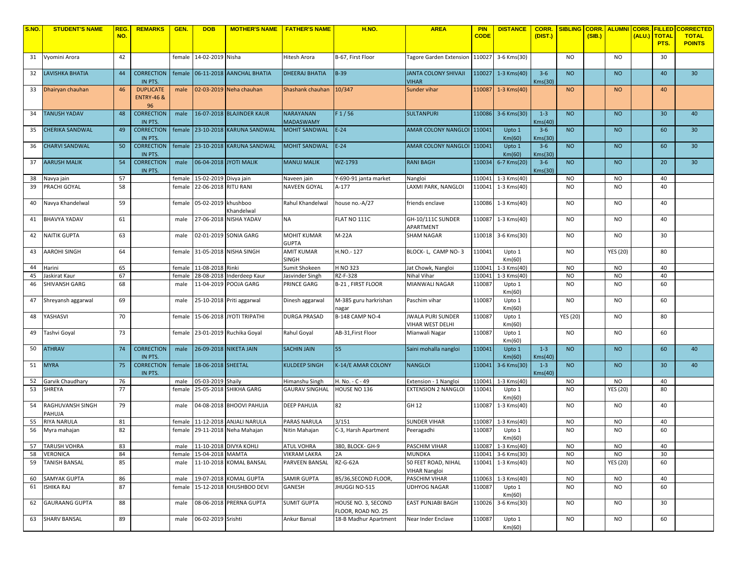| S.NO. | STUDENT'S NAME | REG. NO. | REMARKS | GEN. | DOB | MOTHER'S NAME | FATHER'S NAME | H.NO. | AREA | PIN CODE | DISTANCE | CORR. (DIST.) | SIBLING | CORR. (SIB.) | ALUMNI | CORR. (ALU.) | FILLED TOTAL PTS. | CORRECTED TOTAL POINTS |
|---|---|---|---|---|---|---|---|---|---|---|---|---|---|---|---|---|---|---|
| 31 | Vyomini Arora | 42 | | female | 14-02-2019 | Nisha | Hitesh Arora | B-67, First Floor | Tagore Garden Extension | 110027 | 3-6 Kms(30) | | NO | | NO | | 30 | |
| 32 | LAVISHKA BHATIA | 44 | CORRECTION IN PTS. | female | 06-11-2018 | AANCHAL BHATIA | DHEERAJ BHATIA | B-39 | JANTA COLONY SHIVAJI VIHAR | 110027 | 1-3 Kms(40) | 3-6 Kms(30) | NO | | NO | | 40 | 30 |
| 33 | Dhairyan chauhan | 46 | DUPLICATE ENTRY-46 & 96 | male | 02-03-2019 | Neha chauhan | Shashank chauhan | 10/347 | Sunder vihar | 110087 | 1-3 Kms(40) | | NO | | NO | | 40 | |
| 34 | TANUSH YADAV | 48 | CORRECTION IN PTS. | male | 16-07-2018 | BLAJINDER KAUR | NARAYANAN MADASWAMY | F 1 / 56 | SULTANPURI | 110086 | 3-6 Kms(30) | 1-3 Kms(40) | NO | | NO | | 30 | 40 |
| 35 | CHERIKA SANDWAL | 49 | CORRECTION IN PTS. | female | 23-10-2018 | KARUNA SANDWAL | MOHIT SANDWAL | E-24 | AMAR COLONY NANGLOI | 110041 | Upto 1 Km(60) | 3-6 Kms(30) | NO | | NO | | 60 | 30 |
| 36 | CHARVI SANDWAL | 50 | CORRECTION IN PTS. | female | 23-10-2018 | KARUNA SANDWAL | MOHIT SANDWAL | E-24 | AMAR COLONY NANGLOI | 110041 | Upto 1 Km(60) | 3-6 Kms(30) | NO | | NO | | 60 | 30 |
| 37 | AARUSH MALIK | 54 | CORRECTION IN PTS. | male | 06-04-2018 | JYOTI MALIK | MANUJ MALIK | WZ-1793 | RANI BAGH | 110034 | 6-7 Kms(20) | 3-6 Kms(30) | NO | | NO | | 20 | 30 |
| 38 | Navya jain | 57 | | female | 15-02-2019 | Divya jain | Naveen jain | Y-690-91 janta market | Nangloi | 110041 | 1-3 Kms(40) | | NO | | NO | | 40 | |
| 39 | PRACHI GOYAL | 58 | | female | 22-06-2018 | RITU RANI | NAVEEN GOYAL | A-177 | LAXMI PARK, NANGLOI | 110041 | 1-3 Kms(40) | | NO | | NO | | 40 | |
| 40 | Navya Khandelwal | 59 | | female | 05-02-2019 | khushboo Khandelwal | Rahul Khandelwal | house no.-A/27 | friends enclave | 110086 | 1-3 Kms(40) | | NO | | NO | | 40 | |
| 41 | BHAVYA YADAV | 61 | | male | 27-06-2018 | NISHA YADAV | NA | FLAT NO 111C | GH-10/111C SUNDER APARTMENT | 110087 | 1-3 Kms(40) | | NO | | NO | | 40 | |
| 42 | NAITIK GUPTA | 63 | | male | 02-01-2019 | SONIA GARG | MOHIT KUMAR GUPTA | M-22A | SHAM NAGAR | 110018 | 3-6 Kms(30) | | NO | | NO | | 30 | |
| 43 | AAROHI SINGH | 64 | | female | 31-05-2018 | NISHA SINGH | AMIT KUMAR SINGH | H.NO.- 127 | BLOCK- L, CAMP NO- 3 | 110041 | Upto 1 Km(60) | | NO | | YES (20) | | 80 | |
| 44 | Harini | 65 | | female | 11-08-2018 | Rinki | Sumit Shokeen | H NO 323 | Jat Chowk, Nangloi | 110041 | 1-3 Kms(40) | | NO | | NO | | 40 | |
| 45 | Jaskirat Kaur | 67 | | female | 28-08-2018 | Inderdeep Kaur | Jasvinder Singh | RZ-F-328 | Nihal Vihar | 110041 | 1-3 Kms(40) | | NO | | NO | | 40 | |
| 46 | SHIVANSH GARG | 68 | | male | 11-04-2019 | POOJA GARG | PRINCE GARG | B-21 , FIRST FLOOR | MIANWALI NAGAR | 110087 | Upto 1 Km(60) | | NO | | NO | | 60 | |
| 47 | Shreyansh aggarwal | 69 | | male | 25-10-2018 | Priti aggarwal | Dinesh aggarwal | M-385 guru harkrishan nagar | Paschim vihar | 110087 | Upto 1 Km(60) | | NO | | NO | | 60 | |
| 48 | YASHASVI | 70 | | female | 15-06-2018 | JYOTI TRIPATHI | DURGA PRASAD | B-148 CAMP NO-4 | JWALA PURI SUNDER VIHAR WEST DELHI | 110087 | Upto 1 Km(60) | | YES (20) | | NO | | 80 | |
| 49 | Tashvi Goyal | 73 | | female | 23-01-2019 | Ruchika Goyal | Rahul Goyal | AB-31,First Floor | Mianwali Nagar | 110087 | Upto 1 Km(60) | | NO | | NO | | 60 | |
| 50 | ATHRAV | 74 | CORRECTION IN PTS. | male | 26-09-2018 | NIKETA JAIN | SACHIN JAIN | 55 | Saini mohalla nangloi | 110041 | Upto 1 Km(60) | 1-3 Kms(40) | NO | | NO | | 60 | 40 |
| 51 | MYRA | 75 | CORRECTION IN PTS. | female | 18-06-2018 | SHEETAL | KULDEEP SINGH | K-14/E AMAR COLONY | NANGLOI | 110041 | 3-6 Kms(30) | 1-3 Kms(40) | NO | | NO | | 30 | 40 |
| 52 | Garvik Chaudhary | 76 | | male | 05-03-2019 | Shaily | Himanshu Singh | H. No. - C - 49 | Extension - 1 Nangloi | 110041 | 1-3 Kms(40) | | NO | | NO | | 40 | |
| 53 | SHREYA | 77 | | female | 25-05-2018 | SHIKHA GARG | GAURAV SINGHAL | HOUSE NO 136 | EXTENSION 2 NANGLOI | 110041 | Upto 1 Km(60) | | NO | | YES (20) | | 80 | |
| 54 | RAGHUVANSH SINGH PAHUJA | 79 | | male | 04-08-2018 | BHOOVI PAHUJA | DEEP PAHUJA | 82 | GH 12 | 110087 | 1-3 Kms(40) | | NO | | NO | | 40 | |
| 55 | RIYA NARULA | 81 | | female | 11-12-2018 | ANJALI NARULA | PARAS NARULA | 3/151 | SUNDER VIHAR | 110087 | 1-3 Kms(40) | | NO | | NO | | 40 | |
| 56 | Myra mahajan | 82 | | female | 29-11-2018 | Neha Mahajan | Nitin Mahajan | C-3, Harsh Apartment | Peeragadhi | 110087 | Upto 1 Km(60) | | NO | | NO | | 60 | |
| 57 | TARUSH VOHRA | 83 | | male | 11-10-2018 | DIVYA KOHLI | ATUL VOHRA | 380, BLOCK- GH-9 | PASCHIM VIHAR | 110087 | 1-3 Kms(40) | | NO | | NO | | 40 | |
| 58 | VERONICA | 84 | | female | 15-04-2018 | MAMTA | VIKRAM LAKRA | 2A | MUNDKA | 110041 | 3-6 Kms(30) | | NO | | NO | | 30 | |
| 59 | TANISH BANSAL | 85 | | male | 11-10-2018 | KOMAL BANSAL | PARVEEN BANSAL | RZ-G-62A | 50 FEET ROAD, NIHAL VIHAR Nangloi | 110041 | 1-3 Kms(40) | | NO | | YES (20) | | 60 | |
| 60 | SAMYAK GUPTA | 86 | | male | 19-07-2018 | KOMAL GUPTA | SAMIR GUPTA | B5/36,SECOND FLOOR, | PASCHIM VIHAR | 110063 | 1-3 Kms(40) | | NO | | NO | | 40 | |
| 61 | ISHIKA RAJ | 87 | | female | 15-12-2018 | KHUSHBOO DEVI | GANESH | JHUGGI NO-515 | UDHYOG NAGAR | 110087 | Upto 1 Km(60) | | NO | | NO | | 60 | |
| 62 | GAURAANG GUPTA | 88 | | male | 08-06-2018 | PRERNA GUPTA | SUMIT GUPTA | HOUSE NO. 3, SECOND FLOOR, ROAD NO. 25 | EAST PUNJABI BAGH | 110026 | 3-6 Kms(30) | | NO | | NO | | 30 | |
| 63 | SHARV BANSAL | 89 | | male | 06-02-2019 | Srishti | Ankur Bansal | 18-B Madhur Apartment | Near Inder Enclave | 110087 | Upto 1 Km(60) | | NO | | NO | | 60 | |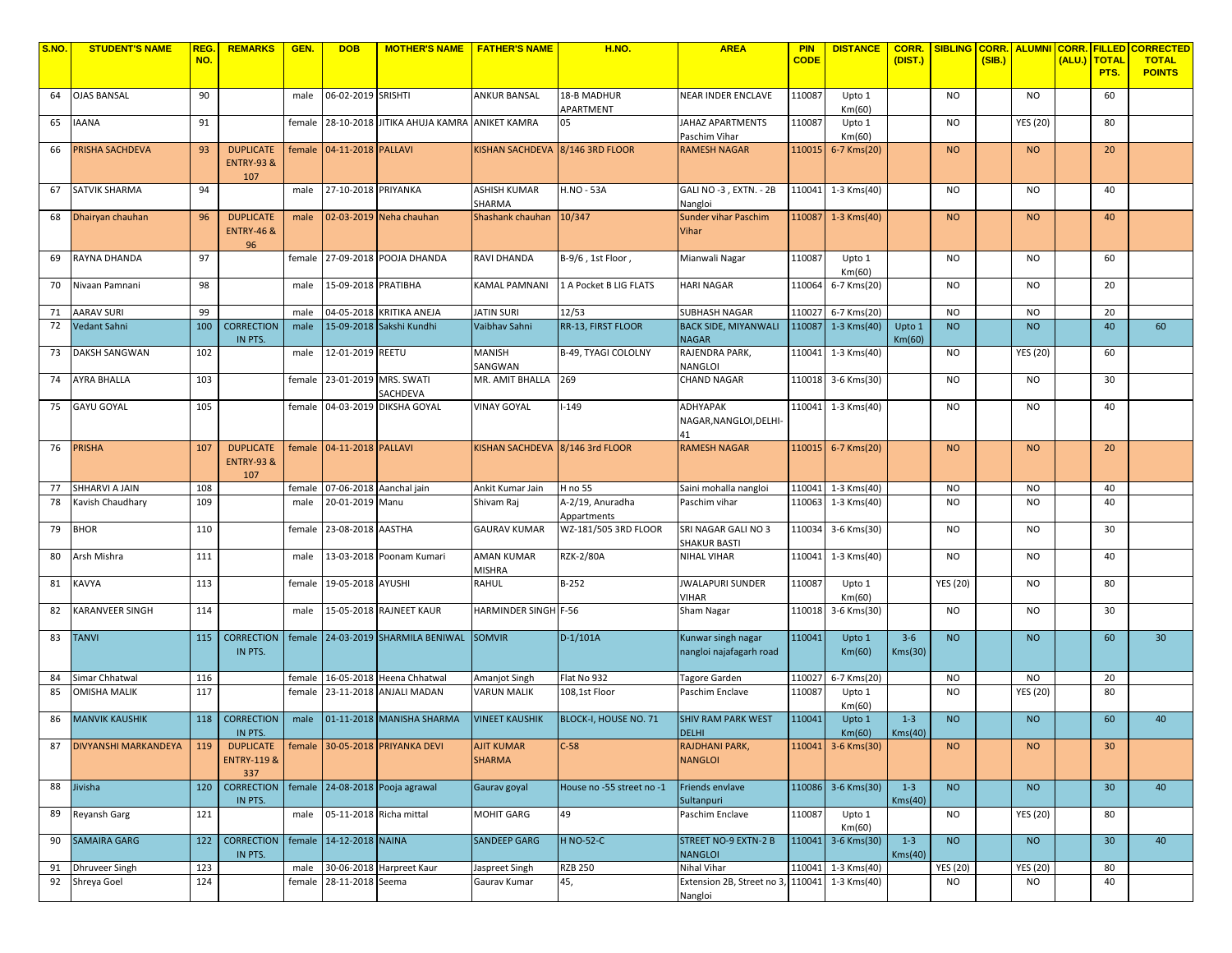| S.NO. | STUDENT'S NAME | REG. NO. | REMARKS | GEN. | DOB | MOTHER'S NAME | FATHER'S NAME | H.NO. | AREA | PIN CODE | DISTANCE | CORR. (DIST.) | SIBLING | CORR. (SIB.) | ALUMNI | CORR. (ALU.) | FILLED TOTAL PTS. | CORRECTED TOTAL POINTS |
|---|---|---|---|---|---|---|---|---|---|---|---|---|---|---|---|---|---|---|
| 64 | OJAS BANSAL | 90 | | male | 06-02-2019 | SRISHTI | ANKUR BANSAL | 18-B MADHUR APARTMENT | NEAR INDER ENCLAVE | 110087 | Upto 1 Km(60) | | NO | | NO | | 60 | |
| 65 | IAANA | 91 | | female | 28-10-2018 | JITIKA AHUJA KAMRA | ANIKET KAMRA | 05 | JAHAZ APARTMENTS Paschim Vihar | 110087 | Upto 1 Km(60) | | NO | | YES (20) | | 80 | |
| 66 | PRISHA SACHDEVA | 93 | DUPLICATE ENTRY-93 & 107 | female | 04-11-2018 | PALLAVI | KISHAN SACHDEVA | 8/146 3RD FLOOR | RAMESH NAGAR | 110015 | 6-7 Kms(20) | | NO | | NO | | 20 | |
| 67 | SATVIK SHARMA | 94 | | male | 27-10-2018 | PRIYANKA | ASHISH KUMAR SHARMA | H.NO - 53A | GALI NO -3 , EXTN. - 2B Nangloi | 110041 | 1-3 Kms(40) | | NO | | NO | | 40 | |
| 68 | Dhairyan chauhan | 96 | DUPLICATE ENTRY-46 & 96 | male | 02-03-2019 | Neha chauhan | Shashank chauhan | 10/347 | Sunder vihar Paschim Vihar | 110087 | 1-3 Kms(40) | | NO | | NO | | 40 | |
| 69 | RAYNA DHANDA | 97 | | female | 27-09-2018 | POOJA DHANDA | RAVI DHANDA | B-9/6 , 1st Floor , | Mianwali Nagar | 110087 | Upto 1 Km(60) | | NO | | NO | | 60 | |
| 70 | Nivaan Pamnani | 98 | | male | 15-09-2018 | PRATIBHA | KAMAL PAMNANI | 1 A Pocket B LIG FLATS | HARI NAGAR | 110064 | 6-7 Kms(20) | | NO | | NO | | 20 | |
| 71 | AARAV SURI | 99 | | male | 04-05-2018 | KRITIKA ANEJA | JATIN SURI | 12/53 | SUBHASH NAGAR | 110027 | 6-7 Kms(20) | | NO | | NO | | 20 | |
| 72 | Vedant Sahni | 100 | CORRECTION IN PTS. | male | 15-09-2018 | Sakshi Kundhi | Vaibhav Sahni | RR-13, FIRST FLOOR | BACK SIDE, MIYANWALI NAGAR | 110087 | 1-3 Kms(40) | Upto 1 Km(60) | NO | | NO | | 40 | 60 |
| 73 | DAKSH SANGWAN | 102 | | male | 12-01-2019 | REETU | MANISH SANGWAN | B-49, TYAGI COLOLNY | RAJENDRA PARK, NANGLOI | 110041 | 1-3 Kms(40) | | NO | | YES (20) | | 60 | |
| 74 | AYRA BHALLA | 103 | | female | 23-01-2019 | MRS. SWATI SACHDEVA | MR. AMIT BHALLA | 269 | CHAND NAGAR | 110018 | 3-6 Kms(30) | | NO | | NO | | 30 | |
| 75 | GAYU GOYAL | 105 | | female | 04-03-2019 | DIKSHA GOYAL | VINAY GOYAL | I-149 | ADHYAPAK NAGAR,NANGLOI,DELHI-41 | 110041 | 1-3 Kms(40) | | NO | | NO | | 40 | |
| 76 | PRISHA | 107 | DUPLICATE ENTRY-93 & 107 | female | 04-11-2018 | PALLAVI | KISHAN SACHDEVA | 8/146 3rd FLOOR | RAMESH NAGAR | 110015 | 6-7 Kms(20) | | NO | | NO | | 20 | |
| 77 | SHHARVI A JAIN | 108 | | female | 07-06-2018 | Aanchal jain | Ankit Kumar Jain | H no 55 | Saini mohalla nangloi | 110041 | 1-3 Kms(40) | | NO | | NO | | 40 | |
| 78 | Kavish Chaudhary | 109 | | male | 20-01-2019 | Manu | Shivam Raj | A-2/19, Anuradha Appartments | Paschim vihar | 110063 | 1-3 Kms(40) | | NO | | NO | | 40 | |
| 79 | BHOR | 110 | | female | 23-08-2018 | AASTHA | GAURAV KUMAR | WZ-181/505 3RD FLOOR | SRI NAGAR GALI NO 3 SHAKUR BASTI | 110034 | 3-6 Kms(30) | | NO | | NO | | 30 | |
| 80 | Arsh Mishra | 111 | | male | 13-03-2018 | Poonam Kumari | AMAN KUMAR MISHRA | RZK-2/80A | NIHAL VIHAR | 110041 | 1-3 Kms(40) | | NO | | NO | | 40 | |
| 81 | KAVYA | 113 | | female | 19-05-2018 | AYUSHI | RAHUL | B-252 | JWALAPURI SUNDER VIHAR | 110087 | Upto 1 Km(60) | | YES (20) | | NO | | 80 | |
| 82 | KARANVEER SINGH | 114 | | male | 15-05-2018 | RAJNEET KAUR | HARMINDER SINGH | F-56 | Sham Nagar | 110018 | 3-6 Kms(30) | | NO | | NO | | 30 | |
| 83 | TANVI | 115 | CORRECTION IN PTS. | female | 24-03-2019 | SHARMILA BENIWAL | SOMVIR | D-1/101A | Kunwar singh nagar nangloi najafagarh road | 110041 | Upto 1 Km(60) | 3-6 Kms(30) | NO | | NO | | 60 | 30 |
| 84 | Simar Chhatwal | 116 | | female | 16-05-2018 | Heena Chhatwal | Amanjot Singh | Flat No 932 | Tagore Garden | 110027 | 6-7 Kms(20) | | NO | | NO | | 20 | |
| 85 | OMISHA MALIK | 117 | | female | 23-11-2018 | ANJALI MADAN | VARUN MALIK | 108,1st Floor | Paschim Enclave | 110087 | Upto 1 Km(60) | | NO | | YES (20) | | 80 | |
| 86 | MANVIK KAUSHIK | 118 | CORRECTION IN PTS. | male | 01-11-2018 | MANISHA SHARMA | VINEET KAUSHIK | BLOCK-I, HOUSE NO. 71 | SHIV RAM PARK WEST DELHI | 110041 | Upto 1 Km(60) | 1-3 Kms(40) | NO | | NO | | 60 | 40 |
| 87 | DIVYANSHI MARKANDEYA | 119 | DUPLICATE ENTRY-119 & 337 | female | 30-05-2018 | PRIYANKA DEVI | AJIT KUMAR SHARMA | C-58 | RAJDHANI PARK, NANGLOI | 110041 | 3-6 Kms(30) | | NO | | NO | | 30 | |
| 88 | Jivisha | 120 | CORRECTION IN PTS. | female | 24-08-2018 | Pooja agrawal | Gaurav goyal | House no -55 street no -1 | Friends envlave Sultanpuri | 110086 | 3-6 Kms(30) | 1-3 Kms(40) | NO | | NO | | 30 | 40 |
| 89 | Reyansh Garg | 121 | | male | 05-11-2018 | Richa mittal | MOHIT GARG | 49 | Paschim Enclave | 110087 | Upto 1 Km(60) | | NO | | YES (20) | | 80 | |
| 90 | SAMAIRA GARG | 122 | CORRECTION IN PTS. | female | 14-12-2018 | NAINA | SANDEEP GARG | H NO-52-C | STREET NO-9 EXTN-2 B NANGLOI | 110041 | 3-6 Kms(30) | 1-3 Kms(40) | NO | | NO | | 30 | 40 |
| 91 | Dhruveer Singh | 123 | | male | 30-06-2018 | Harpreet Kaur | Jaspreet Singh | RZB 250 | Nihal Vihar | 110041 | 1-3 Kms(40) | | YES (20) | | YES (20) | | 80 | |
| 92 | Shreya Goel | 124 | | female | 28-11-2018 | Seema | Gaurav Kumar | 45, | Extension 2B, Street no 3, Nangloi | 110041 | 1-3 Kms(40) | | NO | | NO | | 40 | |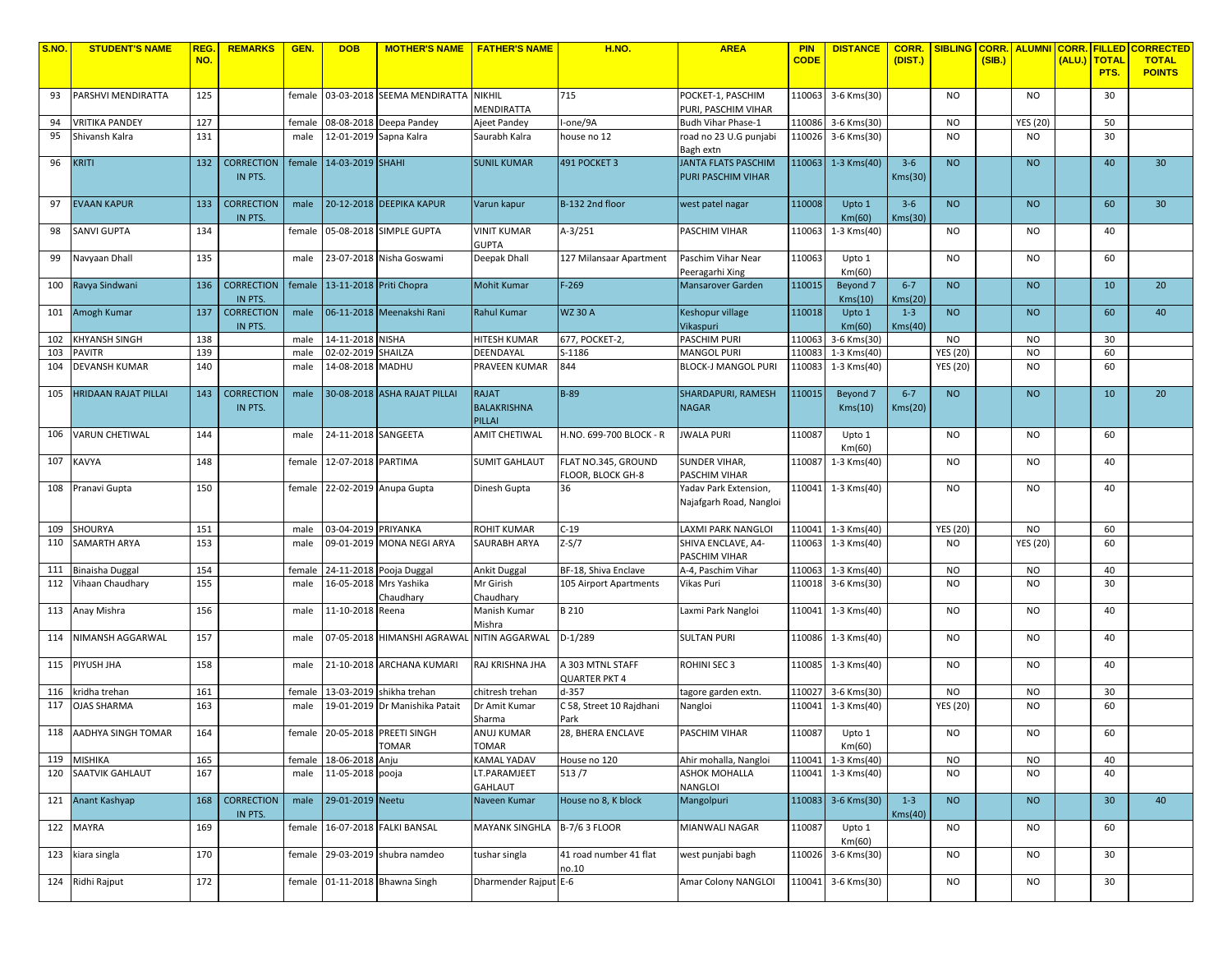| S.NO. | STUDENT'S NAME | REG. NO. | REMARKS | GEN. | DOB | MOTHER'S NAME | FATHER'S NAME | H.NO. | AREA | PIN CODE | DISTANCE | CORR. (DIST.) | SIBLING | CORR. (SIB.) | ALUMNI | CORR. (ALU.) | FILLED TOTAL PTS. | CORRECTED TOTAL POINTS |
|---|---|---|---|---|---|---|---|---|---|---|---|---|---|---|---|---|---|---|
| 93 | PARSHVI MENDIRATTA | 125 | | female | 03-03-2018 | SEEMA MENDIRATTA | NIKHIL MENDIRATTA | 715 | POCKET-1, PASCHIM PURI, PASCHIM VIHAR | 110063 | 3-6 Kms(30) | | NO | | NO | | 30 | |
| 94 | VRITIKA PANDEY | 127 | | female | 08-08-2018 | Deepa Pandey | Ajeet Pandey | I-one/9A | Budh Vihar Phase-1 | 110086 | 3-6 Kms(30) | | NO | | YES (20) | | 50 | |
| 95 | Shivansh Kalra | 131 | | male | 12-01-2019 | Sapna Kalra | Saurabh Kalra | house no 12 | road no 23 U.G punjabi Bagh extn | 110026 | 3-6 Kms(30) | | NO | | NO | | 30 | |
| 96 | KRITI | 132 | CORRECTION IN PTS. | female | 14-03-2019 | SHAHI | SUNIL KUMAR | 491 POCKET 3 | JANTA FLATS PASCHIM PURI PASCHIM VIHAR | 110063 | 1-3 Kms(40) | 3-6 Kms(30) | NO | | NO | | 40 | 30 |
| 97 | EVAAN KAPUR | 133 | CORRECTION IN PTS. | male | 20-12-2018 | DEEPIKA KAPUR | Varun kapur | B-132 2nd floor | west patel nagar | 110008 | Upto 1 Km(60) | 3-6 Kms(30) | NO | | NO | | 60 | 30 |
| 98 | SANVI GUPTA | 134 | | female | 05-08-2018 | SIMPLE GUPTA | VINIT KUMAR GUPTA | A-3/251 | PASCHIM VIHAR | 110063 | 1-3 Kms(40) | | NO | | NO | | 40 | |
| 99 | Navyaan Dhall | 135 | | male | 23-07-2018 | Nisha Goswami | Deepak Dhall | 127 Milansaar Apartment | Paschim Vihar Near Peeragarhi Xing | 110063 | Upto 1 Km(60) | | NO | | NO | | 60 | |
| 100 | Ravya Sindwani | 136 | CORRECTION IN PTS. | female | 13-11-2018 | Priti Chopra | Mohit Kumar | F-269 | Mansarover Garden | 110015 | Beyond 7 Kms(10) | 6-7 Kms(20) | NO | | NO | | 10 | 20 |
| 101 | Amogh Kumar | 137 | CORRECTION IN PTS. | male | 06-11-2018 | Meenakshi Rani | Rahul Kumar | WZ 30 A | Keshopur village Vikaspuri | 110018 | Upto 1 Km(60) | 1-3 Kms(40) | NO | | NO | | 60 | 40 |
| 102 | KHYANSH SINGH | 138 | | male | 14-11-2018 | NISHA | HITESH KUMAR | 677, POCKET-2, | PASCHIM PURI | 110063 | 3-6 Kms(30) | | NO | | NO | | 30 | |
| 103 | PAVITR | 139 | | male | 02-02-2019 | SHAILZA | DEENDAYAL | S-1186 | MANGOL PURI | 110083 | 1-3 Kms(40) | | YES (20) | | NO | | 60 | |
| 104 | DEVANSH KUMAR | 140 | | male | 14-08-2018 | MADHU | PRAVEEN KUMAR | 844 | BLOCK-J MANGOL PURI | 110083 | 1-3 Kms(40) | | YES (20) | | NO | | 60 | |
| 105 | HRIDAAN RAJAT PILLAI | 143 | CORRECTION IN PTS. | male | 30-08-2018 | ASHA RAJAT PILLAI | RAJAT BALAKRISHNA PILLAI | B-89 | SHARDAPURI, RAMESH NAGAR | 110015 | Beyond 7 Kms(10) | 6-7 Kms(20) | NO | | NO | | 10 | 20 |
| 106 | VARUN CHETIWAL | 144 | | male | 24-11-2018 | SANGEETA | AMIT CHETIWAL | H.NO. 699-700 BLOCK - R | JWALA PURI | 110087 | Upto 1 Km(60) | | NO | | NO | | 60 | |
| 107 | KAVYA | 148 | | female | 12-07-2018 | PARTIMA | SUMIT GAHLAUT | FLAT NO.345, GROUND FLOOR, BLOCK GH-8 | SUNDER VIHAR, PASCHIM VIHAR | 110087 | 1-3 Kms(40) | | NO | | NO | | 40 | |
| 108 | Pranavi Gupta | 150 | | female | 22-02-2019 | Anupa Gupta | Dinesh Gupta | 36 | Yadav Park Extension, Najafgarh Road, Nangloi | 110041 | 1-3 Kms(40) | | NO | | NO | | 40 | |
| 109 | SHOURYA | 151 | | male | 03-04-2019 | PRIYANKA | ROHIT KUMAR | C-19 | LAXMI PARK NANGLOI | 110041 | 1-3 Kms(40) | | YES (20) | | NO | | 60 | |
| 110 | SAMARTH ARYA | 153 | | male | 09-01-2019 | MONA NEGI ARYA | SAURABH ARYA | Z-S/7 | SHIVA ENCLAVE, A4-PASCHIM VIHAR | 110063 | 1-3 Kms(40) | | NO | | YES (20) | | 60 | |
| 111 | Binaisha Duggal | 154 | | female | 24-11-2018 | Pooja Duggal | Ankit Duggal | BF-18, Shiva Enclave | A-4, Paschim Vihar | 110063 | 1-3 Kms(40) | | NO | | NO | | 40 | |
| 112 | Vihaan Chaudhary | 155 | | male | 16-05-2018 | Mrs Yashika Chaudhary | Mr Girish Chaudhary | 105 Airport Apartments | Vikas Puri | 110018 | 3-6 Kms(30) | | NO | | NO | | 30 | |
| 113 | Anay Mishra | 156 | | male | 11-10-2018 | Reena | Manish Kumar Mishra | B 210 | Laxmi Park Nangloi | 110041 | 1-3 Kms(40) | | NO | | NO | | 40 | |
| 114 | NIMANSH AGGARWAL | 157 | | male | 07-05-2018 | HIMANSHI AGRAWAL | NITIN AGGARWAL | D-1/289 | SULTAN PURI | 110086 | 1-3 Kms(40) | | NO | | NO | | 40 | |
| 115 | PIYUSH JHA | 158 | | male | 21-10-2018 | ARCHANA KUMARI | RAJ KRISHNA JHA | A 303 MTNL STAFF QUARTER PKT 4 | ROHINI SEC 3 | 110085 | 1-3 Kms(40) | | NO | | NO | | 40 | |
| 116 | kridha trehan | 161 | | female | 13-03-2019 | shikha trehan | chitresh trehan | d-357 | tagore garden extn. | 110027 | 3-6 Kms(30) | | NO | | NO | | 30 | |
| 117 | OJAS SHARMA | 163 | | male | 19-01-2019 | Dr Manishika Patait | Dr Amit Kumar Sharma | C 58, Street 10 Rajdhani Park | Nangloi | 110041 | 1-3 Kms(40) | | YES (20) | | NO | | 60 | |
| 118 | AADHYA SINGH TOMAR | 164 | | female | 20-05-2018 | PREETI SINGH TOMAR | ANUJ KUMAR TOMAR | 28, BHERA ENCLAVE | PASCHIM VIHAR | 110087 | Upto 1 Km(60) | | NO | | NO | | 60 | |
| 119 | MISHIKA | 165 | | female | 18-06-2018 | Anju | KAMAL YADAV | House no 120 | Ahir mohalla, Nangloi | 110041 | 1-3 Kms(40) | | NO | | NO | | 40 | |
| 120 | SAATVIK GAHLAUT | 167 | | male | 11-05-2018 | pooja | LT.PARAMJEET GAHLAUT | 513 /7 | ASHOK MOHALLA NANGLOI | 110041 | 1-3 Kms(40) | | NO | | NO | | 40 | |
| 121 | Anant Kashyap | 168 | CORRECTION IN PTS. | male | 29-01-2019 | Neetu | Naveen Kumar | House no 8, K block | Mangolpuri | 110083 | 3-6 Kms(30) | 1-3 Kms(40) | NO | | NO | | 30 | 40 |
| 122 | MAYRA | 169 | | female | 16-07-2018 | FALKI BANSAL | MAYANK SINGHLA | B-7/6 3 FLOOR | MIANWALI NAGAR | 110087 | Upto 1 Km(60) | | NO | | NO | | 60 | |
| 123 | kiara singla | 170 | | female | 29-03-2019 | shubra namdeo | tushar singla | 41 road number 41 flat no.10 | west punjabi bagh | 110026 | 3-6 Kms(30) | | NO | | NO | | 30 | |
| 124 | Ridhi Rajput | 172 | | female | 01-11-2018 | Bhawna Singh | Dharmender Rajput | E-6 | Amar Colony NANGLOI | 110041 | 3-6 Kms(30) | | NO | | NO | | 30 | |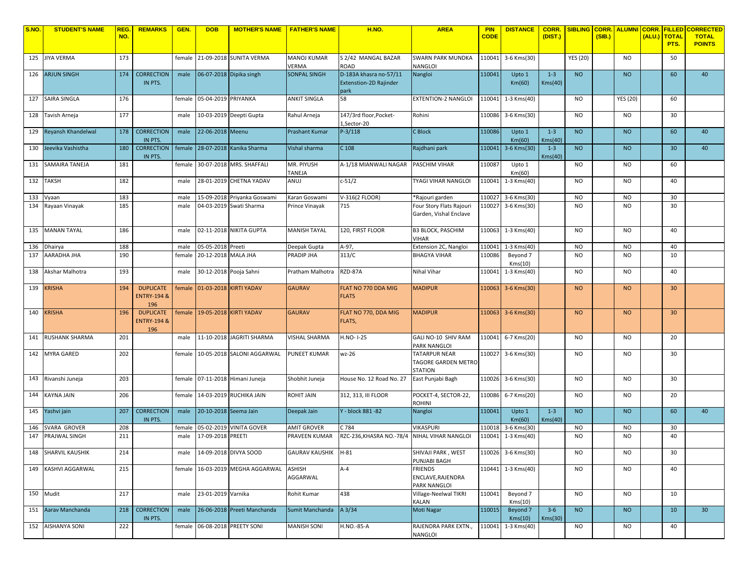| S.NO. | STUDENT'S NAME | REG. NO. | REMARKS | GEN. | DOB | MOTHER'S NAME | FATHER'S NAME | H.NO. | AREA | PIN CODE | DISTANCE | CORR. (DIST.) | SIBLING | CORR. (SIB.) | ALUMNI | CORR. (ALU.) | FILLED TOTAL PTS. | CORRECTED TOTAL POINTS |
|---|---|---|---|---|---|---|---|---|---|---|---|---|---|---|---|---|---|---|
| 125 | JIYA VERMA | 173 | | female | 21-09-2018 | SUNITA VERMA | MANOJ KUMAR VERMA | S 2/42 MANGAL BAZAR ROAD | SWARN PARK MUNDKA NANGLOI | 110041 | 3-6 Kms(30) | | YES (20) | | NO | | 50 | |
| 126 | ARJUN SINGH | 174 | CORRECTION IN PTS. | male | 06-07-2018 | Dipika singh | SONPAL SINGH | D-183A khasra no-57/11 Extenstion-2D Rajinder park | Nangloi | 110041 | Upto 1 Km(60) | 1-3 Kms(40) | NO | | NO | | 60 | 40 |
| 127 | SAIRA SINGLA | 176 | | female | 05-04-2019 | PRIYANKA | ANKIT SINGLA | 58 | EXTENTION-2 NANGLOI | 110041 | 1-3 Kms(40) | | NO | | YES (20) | | 60 | |
| 128 | Tavish Arneja | 177 | | male | 10-03-2019 | Deepti Gupta | Rahul Arneja | 147/3rd floor,Pocket-1,Sector-20 | Rohini | 110086 | 3-6 Kms(30) | | NO | | NO | | 30 | |
| 129 | Reyansh Khandelwal | 178 | CORRECTION IN PTS. | male | 22-06-2018 | Meenu | Prashant Kumar | P-3/118 | C Block | 110086 | Upto 1 Km(60) | 1-3 Kms(40) | NO | | NO | | 60 | 40 |
| 130 | Jeevika Vashistha | 180 | CORRECTION IN PTS. | female | 28-07-2018 | Kanika Sharma | Vishal sharma | C 108 | Rajdhani park | 110041 | 3-6 Kms(30) | 1-3 Kms(40) | NO | | NO | | 30 | 40 |
| 131 | SAMAIRA TANEJA | 181 | | female | 30-07-2018 | MRS. SHAFFALI | MR. PIYUSH TANEJA | A-1/18 MIANWALI NAGAR | PASCHIM VIHAR | 110087 | Upto 1 Km(60) | | NO | | NO | | 60 | |
| 132 | TAKSH | 182 | | male | 28-01-2019 | CHETNA YADAV | ANUJ | c-51/2 | TYAGI VIHAR NANGLOI | 110041 | 1-3 Kms(40) | | NO | | NO | | 40 | |
| 133 | Vyaan | 183 | | male | 15-09-2018 | Priyanka Goswami | Karan Goswami | V-316(2 FLOOR) | *Rajouri garden | 110027 | 3-6 Kms(30) | | NO | | NO | | 30 | |
| 134 | Rayaan Vinayak | 185 | | male | 04-03-2019 | Swati Sharma | Prince Vinayak | 715 | Four Story Flats Rajouri Garden, Vishal Enclave | 110027 | 3-6 Kms(30) | | NO | | NO | | 30 | |
| 135 | MANAN TAYAL | 186 | | male | 02-11-2018 | NIKITA GUPTA | MANISH TAYAL | 120, FIRST FLOOR | B3 BLOCK, PASCHIM VIHAR | 110063 | 1-3 Kms(40) | | NO | | NO | | 40 | |
| 136 | Dhairya | 188 | | male | 05-05-2018 | Preeti | Deepak Gupta | A-97, | Extension 2C, Nangloi | 110041 | 1-3 Kms(40) | | NO | | NO | | 40 | |
| 137 | AARADHA JHA | 190 | | female | 20-12-2018 | MALA JHA | PRADIP JHA | 313/C | BHAGYA VIHAR | 110086 | Beyond 7 Kms(10) | | NO | | NO | | 10 | |
| 138 | Akshar Malhotra | 193 | | male | 30-12-2018 | Pooja Sahni | Pratham Malhotra | RZD-87A | Nihal Vihar | 110041 | 1-3 Kms(40) | | NO | | NO | | 40 | |
| 139 | KRISHA | 194 | DUPLICATE ENTRY-194 & 196 | female | 01-03-2018 | KIRTI YADAV | GAURAV | FLAT NO 770 DDA MIG FLATS | MADIPUR | 110063 | 3-6 Kms(30) | | NO | | NO | | 30 | |
| 140 | KRISHA | 196 | DUPLICATE ENTRY-194 & 196 | female | 19-05-2018 | KIRTI YADAV | GAURAV | FLAT NO 770, DDA MIG FLATS, | MADIPUR | 110063 | 3-6 Kms(30) | | NO | | NO | | 30 | |
| 141 | RUSHANK SHARMA | 201 | | male | 11-10-2018 | JAGRITI SHARMA | VISHAL SHARMA | H.NO- I-25 | GALI NO-10 SHIV RAM PARK NANGLOI | 110041 | 6-7 Kms(20) | | NO | | NO | | 20 | |
| 142 | MYRA GARED | 202 | | female | 10-05-2018 | SALONI AGGARWAL | PUNEET KUMAR | wz-26 | TATARPUR NEAR TAGORE GARDEN METRO STATION | 110027 | 3-6 Kms(30) | | NO | | NO | | 30 | |
| 143 | Rivanshi Juneja | 203 | | female | 07-11-2018 | Himani Juneja | Shobhit Juneja | House No. 12 Road No. 27 | East Punjabi Bagh | 110026 | 3-6 Kms(30) | | NO | | NO | | 30 | |
| 144 | KAYNA JAIN | 206 | | female | 14-03-2019 | RUCHIKA JAIN | ROHIT JAIN | 312, 313, III FLOOR | POCKET-4, SECTOR-22, ROHINI | 110086 | 6-7 Kms(20) | | NO | | NO | | 20 | |
| 145 | Yashvi jain | 207 | CORRECTION IN PTS. | male | 20-10-2018 | Seema Jain | Deepak Jain | Y - block 881 -82 | Nangloi | 110041 | Upto 1 Km(60) | 1-3 Kms(40) | NO | | NO | | 60 | 40 |
| 146 | SVARA GROVER | 208 | | female | 05-02-2019 | VINITA GOVER | AMIT GROVER | C 784 | VIKASPURI | 110018 | 3-6 Kms(30) | | NO | | NO | | 30 | |
| 147 | PRAJWAL SINGH | 211 | | male | 17-09-2018 | PREETI | PRAVEEN KUMAR | RZC-236,KHASRA NO.-78/4 | NIHAL VIHAR NANGLOI | 110041 | 1-3 Kms(40) | | NO | | NO | | 40 | |
| 148 | SHARVIL KAUSHIK | 214 | | male | 14-09-2018 | DIVYA SOOD | GAURAV KAUSHIK | H-81 | SHIVAJI PARK , WEST PUNJABI BAGH | 110026 | 3-6 Kms(30) | | NO | | NO | | 30 | |
| 149 | KASHVI AGGARWAL | 215 | | female | 16-03-2019 | MEGHA AGGARWAL | ASHISH AGGARWAL | A-4 | FRIENDS ENCLAVE,RAJENDRA PARK NANGLOI | 110441 | 1-3 Kms(40) | | NO | | NO | | 40 | |
| 150 | Mudit | 217 | | male | 23-01-2019 | Varnika | Rohit Kumar | 438 | Village-Neelwal TIKRI KALAN | 110041 | Beyond 7 Kms(10) | | NO | | NO | | 10 | |
| 151 | Aarav Manchanda | 218 | CORRECTION IN PTS. | male | 26-06-2018 | Preeti Manchanda | Sumit Manchanda | A 3/34 | Moti Nagar | 110015 | Beyond 7 Kms(10) | 3-6 Kms(30) | NO | | NO | | 10 | 30 |
| 152 | AISHANYA SONI | 222 | | female | 06-08-2018 | PREETY SONI | MANISH SONI | H.NO.-85-A | RAJENDRA PARK EXTN., NANGLOI | 110041 | 1-3 Kms(40) | | NO | | NO | | 40 | |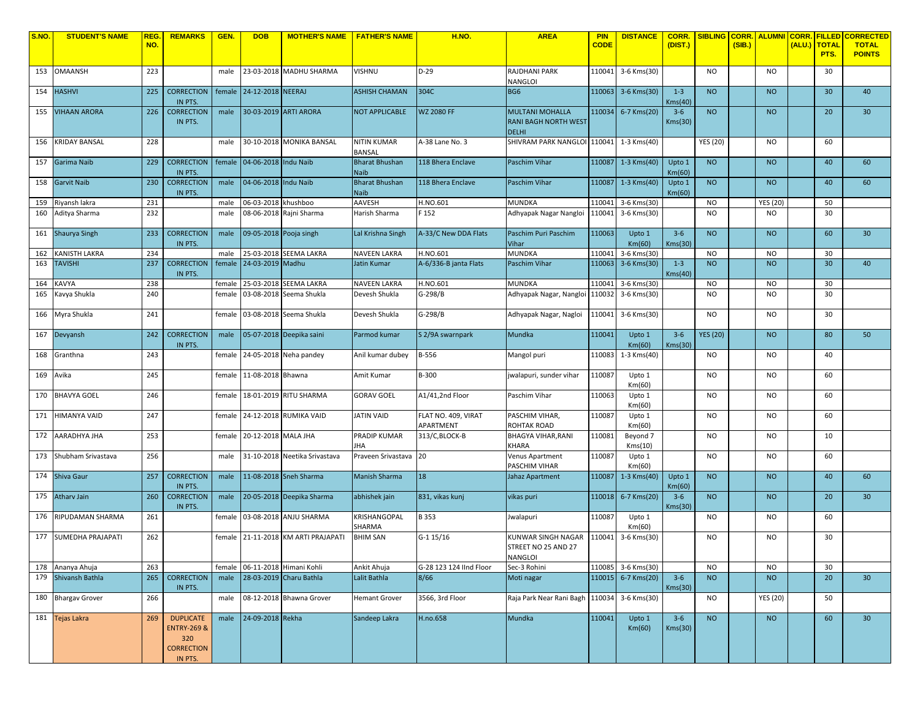| S.NO. | STUDENT'S NAME | REG. NO. | REMARKS | GEN. | DOB | MOTHER'S NAME | FATHER'S NAME | H.NO. | AREA | PIN CODE | DISTANCE | CORR. (DIST.) | SIBLING | CORR. (SIB.) | ALUMNI | CORR. (ALU.) | FILLED TOTAL PTS. | CORRECTED TOTAL POINTS |
|---|---|---|---|---|---|---|---|---|---|---|---|---|---|---|---|---|---|---|
| 153 | OMAANSH | 223 | | male | 23-03-2018 | MADHU SHARMA | VISHNU | D-29 | RAJDHANI PARK NANGLOI | 110041 | 3-6 Kms(30) | | NO | | NO | | 30 | |
| 154 | HASHVI | 225 | CORRECTION IN PTS. | female | 24-12-2018 | NEERAJ | ASHISH CHAMAN | 304C | BG6 | 110063 | 3-6 Kms(30) | 1-3 Kms(40) | NO | | NO | | 30 | 40 |
| 155 | VIHAAN ARORA | 226 | CORRECTION IN PTS. | male | 30-03-2019 | ARTI ARORA | NOT APPLICABLE | WZ 2080 FF | MULTANI MOHALLA RANI BAGH NORTH WEST DELHI | 110034 | 6-7 Kms(20) | 3-6 Kms(30) | NO | | NO | | 20 | 30 |
| 156 | KRIDAY BANSAL | 228 | | male | 30-10-2018 | MONIKA BANSAL | NITIN KUMAR BANSAL | A-38 Lane No. 3 | SHIVRAM PARK NANGLOI | 110041 | 1-3 Kms(40) | | YES (20) | | NO | | 60 | |
| 157 | Garima Naib | 229 | CORRECTION IN PTS. | female | 04-06-2018 | Indu Naib | Bharat Bhushan Naib | 118 Bhera Enclave | Paschim Vihar | 110087 | 1-3 Kms(40) | Upto 1 Km(60) | NO | | NO | | 40 | 60 |
| 158 | Garvit Naib | 230 | CORRECTION IN PTS. | male | 04-06-2018 | Indu Naib | Bharat Bhushan Naib | 118 Bhera Enclave | Paschim Vihar | 110087 | 1-3 Kms(40) | Upto 1 Km(60) | NO | | NO | | 40 | 60 |
| 159 | Riyansh lakra | 231 | | male | 06-03-2018 | khushboo | AAVESH | H.NO.601 | MUNDKA | 110041 | 3-6 Kms(30) | | NO | | YES (20) | | 50 | |
| 160 | Aditya Sharma | 232 | | male | 08-06-2018 | Rajni Sharma | Harish Sharma | F 152 | Adhyapak Nagar Nangloi | 110041 | 3-6 Kms(30) | | NO | | NO | | 30 | |
| 161 | Shaurya Singh | 233 | CORRECTION IN PTS. | male | 09-05-2018 | Pooja singh | Lal Krishna Singh | A-33/C New DDA Flats | Paschim Puri Paschim Vihar | 110063 | Upto 1 Km(60) | 3-6 Kms(30) | NO | | NO | | 60 | 30 |
| 162 | KANISTH LAKRA | 234 | | male | 25-03-2018 | SEEMA LAKRA | NAVEEN LAKRA | H.NO.601 | MUNDKA | 110041 | 3-6 Kms(30) | | NO | | NO | | 30 | |
| 163 | TAVISHI | 237 | CORRECTION IN PTS. | female | 24-03-2019 | Madhu | Jatin Kumar | A-6/336-B janta Flats | Paschim Vihar | 110063 | 3-6 Kms(30) | 1-3 Kms(40) | NO | | NO | | 30 | 40 |
| 164 | KAVYA | 238 | | female | 25-03-2018 | SEEMA LAKRA | NAVEEN LAKRA | H.NO.601 | MUNDKA | 110041 | 3-6 Kms(30) | | NO | | NO | | 30 | |
| 165 | Kavya Shukla | 240 | | female | 03-08-2018 | Seema Shukla | Devesh Shukla | G-298/B | Adhyapak Nagar, Nangloi | 110032 | 3-6 Kms(30) | | NO | | NO | | 30 | |
| 166 | Myra Shukla | 241 | | female | 03-08-2018 | Seema Shukla | Devesh Shukla | G-298/B | Adhyapak Nagar, Nagloi | 110041 | 3-6 Kms(30) | | NO | | NO | | 30 | |
| 167 | Devyansh | 242 | CORRECTION IN PTS. | male | 05-07-2018 | Deepika saini | Parmod kumar | S 2/9A swarnpark | Mundka | 110041 | Upto 1 Km(60) | 3-6 Kms(30) | YES (20) | | NO | | 80 | 50 |
| 168 | Granthna | 243 | | female | 24-05-2018 | Neha pandey | Anil kumar dubey | B-556 | Mangol puri | 110083 | 1-3 Kms(40) | | NO | | NO | | 40 | |
| 169 | Avika | 245 | | female | 11-08-2018 | Bhawna | Amit Kumar | B-300 | jwalapuri, sunder vihar | 110087 | Upto 1 Km(60) | | NO | | NO | | 60 | |
| 170 | BHAVYA GOEL | 246 | | female | 18-01-2019 | RITU SHARMA | GORAV GOEL | A1/41,2nd Floor | Paschim Vihar | 110063 | Upto 1 Km(60) | | NO | | NO | | 60 | |
| 171 | HIMANYA VAID | 247 | | female | 24-12-2018 | RUMIKA VAID | JATIN VAID | FLAT NO. 409, VIRAT APARTMENT | PASCHIM VIHAR, ROHTAK ROAD | 110087 | Upto 1 Km(60) | | NO | | NO | | 60 | |
| 172 | AARADHYA JHA | 253 | | female | 20-12-2018 | MALA JHA | PRADIP KUMAR JHA | 313/C,BLOCK-B | BHAGYA VIHAR,RANI KHARA | 110081 | Beyond 7 Kms(10) | | NO | | NO | | 10 | |
| 173 | Shubham Srivastava | 256 | | male | 31-10-2018 | Neetika Srivastava | Praveen Srivastava | 20 | Venus Apartment PASCHIM VIHAR | 110087 | Upto 1 Km(60) | | NO | | NO | | 60 | |
| 174 | Shiva Gaur | 257 | CORRECTION IN PTS. | male | 11-08-2018 | Sneh Sharma | Manish Sharma | 18 | Jahaz Apartment | 110087 | 1-3 Kms(40) | Upto 1 Km(60) | NO | | NO | | 40 | 60 |
| 175 | Atharv Jain | 260 | CORRECTION IN PTS. | male | 20-05-2018 | Deepika Sharma | abhishek jain | 831, vikas kunj | vikas puri | 110018 | 6-7 Kms(20) | 3-6 Kms(30) | NO | | NO | | 20 | 30 |
| 176 | RIPUDAMAN SHARMA | 261 | | female | 03-08-2018 | ANJU SHARMA | KRISHANGOPAL SHARMA | B 353 | Jwalapuri | 110087 | Upto 1 Km(60) | | NO | | NO | | 60 | |
| 177 | SUMEDHA PRAJAPATI | 262 | | female | 21-11-2018 | KM ARTI PRAJAPATI | BHIM SAN | G-1 15/16 | KUNWAR SINGH NAGAR STREET NO 25 AND 27 NANGLOI | 110041 | 3-6 Kms(30) | | NO | | NO | | 30 | |
| 178 | Ananya Ahuja | 263 | | female | 06-11-2018 | Himani Kohli | Ankit Ahuja | G-28 123 124 IInd Floor | Sec-3 Rohini | 110085 | 3-6 Kms(30) | | NO | | NO | | 30 | |
| 179 | Shivansh Bathla | 265 | CORRECTION IN PTS. | male | 28-03-2019 | Charu Bathla | Lalit Bathla | 8/66 | Moti nagar | 110015 | 6-7 Kms(20) | 3-6 Kms(30) | NO | | NO | | 20 | 30 |
| 180 | Bhargav Grover | 266 | | male | 08-12-2018 | Bhawna Grover | Hemant Grover | 3566, 3rd Floor | Raja Park Near Rani Bagh | 110034 | 3-6 Kms(30) | | NO | | YES (20) | | 50 | |
| 181 | Tejas Lakra | 269 | DUPLICATE ENTRY-269 & 320 CORRECTION IN PTS. | male | 24-09-2018 | Rekha | Sandeep Lakra | H.no.658 | Mundka | 110041 | Upto 1 Km(60) | 3-6 Kms(30) | NO | | NO | | 60 | 30 |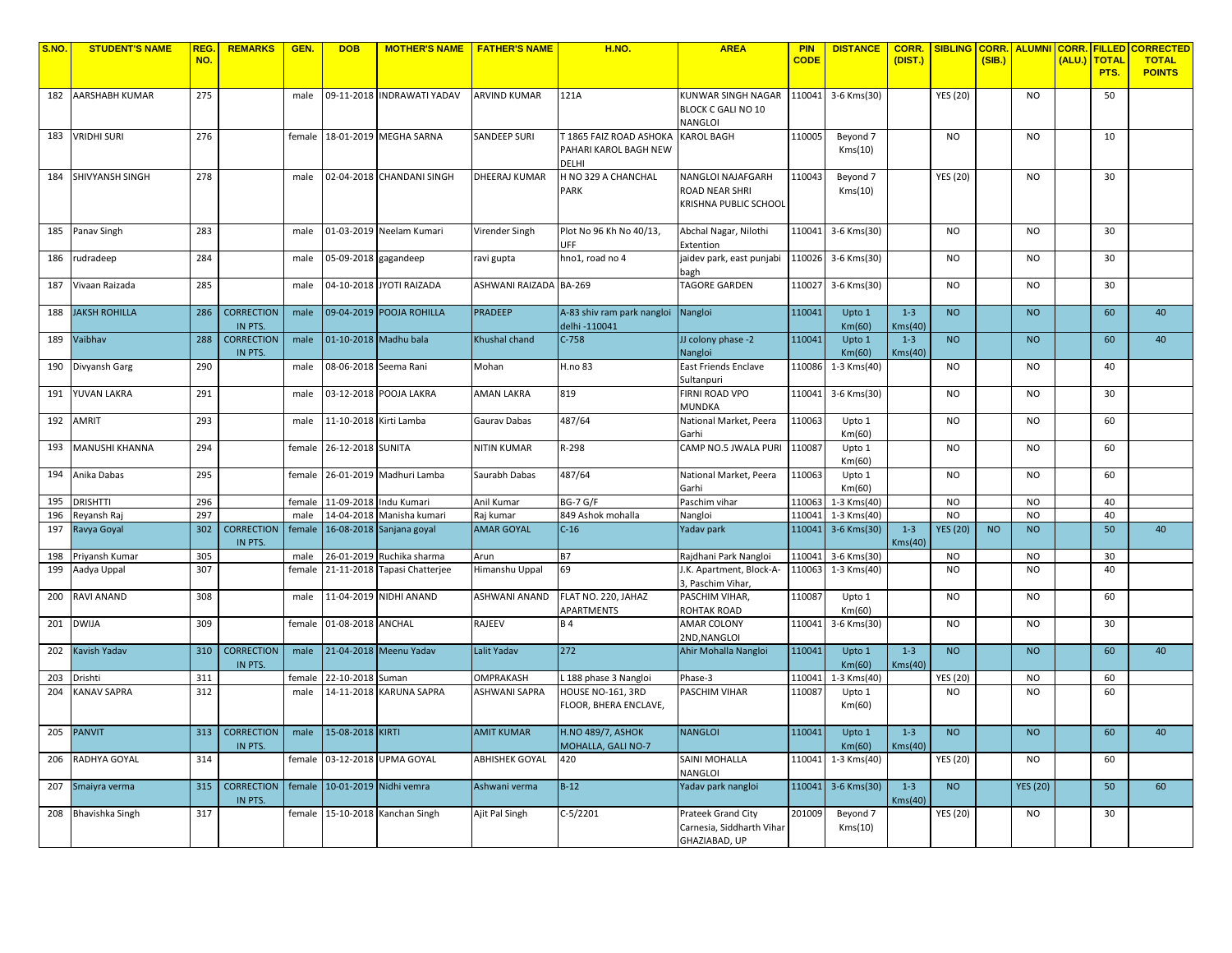| S.NO. | STUDENT'S NAME | REG. NO. | REMARKS | GEN. | DOB | MOTHER'S NAME | FATHER'S NAME | H.NO. | AREA | PIN CODE | DISTANCE | CORR. (DIST.) | SIBLING | CORR. (SIB.) | ALUMNI | CORR. (ALU.) | FILLED TOTAL PTS. | CORRECTED TOTAL POINTS |
|---|---|---|---|---|---|---|---|---|---|---|---|---|---|---|---|---|---|---|
| 182 | AARSHABH KUMAR | 275 | | male | 09-11-2018 | INDRAWATI YADAV | ARVIND KUMAR | 121A | KUNWAR SINGH NAGAR BLOCK C GALI NO 10 NANGLOI | 110041 | 3-6 Kms(30) | | YES (20) | | NO | | 50 | |
| 183 | VRIDHI SURI | 276 | | female | 18-01-2019 | MEGHA SARNA | SANDEEP SURI | T 1865 FAIZ ROAD ASHOKA PAHARI KAROL BAGH NEW DELHI | KAROL BAGH | 110005 | Beyond 7 Kms(10) | | NO | | NO | | 10 | |
| 184 | SHIVYANSH SINGH | 278 | | male | 02-04-2018 | CHANDANI SINGH | DHEERAJ KUMAR | H NO 329 A CHANCHAL PARK | NANGLOI NAJAFGARH ROAD NEAR SHRI KRISHNA PUBLIC SCHOOL | 110043 | Beyond 7 Kms(10) | | YES (20) | | NO | | 30 | |
| 185 | Panav Singh | 283 | | male | 01-03-2019 | Neelam Kumari | Virender Singh | Plot No 96 Kh No 40/13, UFF | Abchal Nagar, Nilothi Extention | 110041 | 3-6 Kms(30) | | NO | | NO | | 30 | |
| 186 | rudradeep | 284 | | male | 05-09-2018 | gagandeep | ravi gupta | hno1, road no 4 | jaidev park, east punjabi bagh | 110026 | 3-6 Kms(30) | | NO | | NO | | 30 | |
| 187 | Vivaan Raizada | 285 | | male | 04-10-2018 | JYOTI RAIZADA | ASHWANI RAIZADA | BA-269 | TAGORE GARDEN | 110027 | 3-6 Kms(30) | | NO | | NO | | 30 | |
| 188 | JAKSH ROHILLA | 286 | CORRECTION IN PTS. | male | 09-04-2019 | POOJA ROHILLA | PRADEEP | A-83 shiv ram park nangloi delhi -110041 | Nangloi | 110041 | Upto 1 Km(60) | 1-3 Kms(40) | NO | | NO | | 60 | 40 |
| 189 | Vaibhav | 288 | CORRECTION IN PTS. | male | 01-10-2018 | Madhu bala | Khushal chand | C-758 | JJ colony phase -2 Nangloi | 110041 | Upto 1 Km(60) | 1-3 Kms(40) | NO | | NO | | 60 | 40 |
| 190 | Divyansh Garg | 290 | | male | 08-06-2018 | Seema Rani | Mohan | H.no 83 | East Friends Enclave Sultanpuri | 110086 | 1-3 Kms(40) | | NO | | NO | | 40 | |
| 191 | YUVAN LAKRA | 291 | | male | 03-12-2018 | POOJA LAKRA | AMAN LAKRA | 819 | FIRNI ROAD VPO MUNDKA | 110041 | 3-6 Kms(30) | | NO | | NO | | 30 | |
| 192 | AMRIT | 293 | | male | 11-10-2018 | Kirti Lamba | Gaurav Dabas | 487/64 | National Market, Peera Garhi | 110063 | Upto 1 Km(60) | | NO | | NO | | 60 | |
| 193 | MANUSHI KHANNA | 294 | | female | 26-12-2018 | SUNITA | NITIN KUMAR | R-298 | CAMP NO.5 JWALA PURI | 110087 | Upto 1 Km(60) | | NO | | NO | | 60 | |
| 194 | Anika Dabas | 295 | | female | 26-01-2019 | Madhuri Lamba | Saurabh Dabas | 487/64 | National Market, Peera Garhi | 110063 | Upto 1 Km(60) | | NO | | NO | | 60 | |
| 195 | DRISHTTI | 296 | | female | 11-09-2018 | Indu Kumari | Anil Kumar | BG-7 G/F | Paschim vihar | 110063 | 1-3 Kms(40) | | NO | | NO | | 40 | |
| 196 | Reyansh Raj | 297 | | male | 14-04-2018 | Manisha kumari | Raj kumar | 849 Ashok mohalla | Nangloi | 110041 | 1-3 Kms(40) | | NO | | NO | | 40 | |
| 197 | Ravya Goyal | 302 | CORRECTION IN PTS. | female | 16-08-2018 | Sanjana goyal | AMAR GOYAL | C-16 | Yadav park | 110041 | 3-6 Kms(30) | 1-3 Kms(40) | YES (20) | NO | NO | | 50 | 40 |
| 198 | Priyansh Kumar | 305 | | male | 26-01-2019 | Ruchika sharma | Arun | B7 | Rajdhani Park Nangloi | 110041 | 3-6 Kms(30) | | NO | | NO | | 30 | |
| 199 | Aadya Uppal | 307 | | female | 21-11-2018 | Tapasi Chatterjee | Himanshu Uppal | 69 | J.K. Apartment, Block-A-3, Paschim Vihar, | 110063 | 1-3 Kms(40) | | NO | | NO | | 40 | |
| 200 | RAVI ANAND | 308 | | male | 11-04-2019 | NIDHI ANAND | ASHWANI ANAND | FLAT NO. 220, JAHAZ APARTMENTS | PASCHIM VIHAR, ROHTAK ROAD | 110087 | Upto 1 Km(60) | | NO | | NO | | 60 | |
| 201 | DWIJA | 309 | | female | 01-08-2018 | ANCHAL | RAJEEV | B 4 | AMAR COLONY 2ND,NANGLOI | 110041 | 3-6 Kms(30) | | NO | | NO | | 30 | |
| 202 | Kavish Yadav | 310 | CORRECTION IN PTS. | male | 21-04-2018 | Meenu Yadav | Lalit Yadav | 272 | Ahir Mohalla Nangloi | 110041 | Upto 1 Km(60) | 1-3 Kms(40) | NO | | NO | | 60 | 40 |
| 203 | Drishti | 311 | | female | 22-10-2018 | Suman | OMPRAKASH | L 188 phase 3 Nangloi | Phase-3 | 110041 | 1-3 Kms(40) | | YES (20) | | NO | | 60 | |
| 204 | KANAV SAPRA | 312 | | male | 14-11-2018 | KARUNA SAPRA | ASHWANI SAPRA | HOUSE NO-161, 3RD FLOOR, BHERA ENCLAVE, | PASCHIM VIHAR | 110087 | Upto 1 Km(60) | | NO | | NO | | 60 | |
| 205 | PANVIT | 313 | CORRECTION IN PTS. | male | 15-08-2018 | KIRTI | AMIT KUMAR | H.NO 489/7, ASHOK MOHALLA, GALI NO-7 | NANGLOI | 110041 | Upto 1 Km(60) | 1-3 Kms(40) | NO | | NO | | 60 | 40 |
| 206 | RADHYA GOYAL | 314 | | female | 03-12-2018 | UPMA GOYAL | ABHISHEK GOYAL | 420 | SAINI MOHALLA NANGLOI | 110041 | 1-3 Kms(40) | | YES (20) | | NO | | 60 | |
| 207 | Smaiyra verma | 315 | CORRECTION IN PTS. | female | 10-01-2019 | Nidhi vemra | Ashwani verma | B-12 | Yadav park nangloi | 110041 | 3-6 Kms(30) | 1-3 Kms(40) | NO | | YES (20) | | 50 | 60 |
| 208 | Bhavishka Singh | 317 | | female | 15-10-2018 | Kanchan Singh | Ajit Pal Singh | C-5/2201 | Prateek Grand City Carnesia, Siddharth Vihar GHAZIABAD, UP | 201009 | Beyond 7 Kms(10) | | YES (20) | | NO | | 30 | |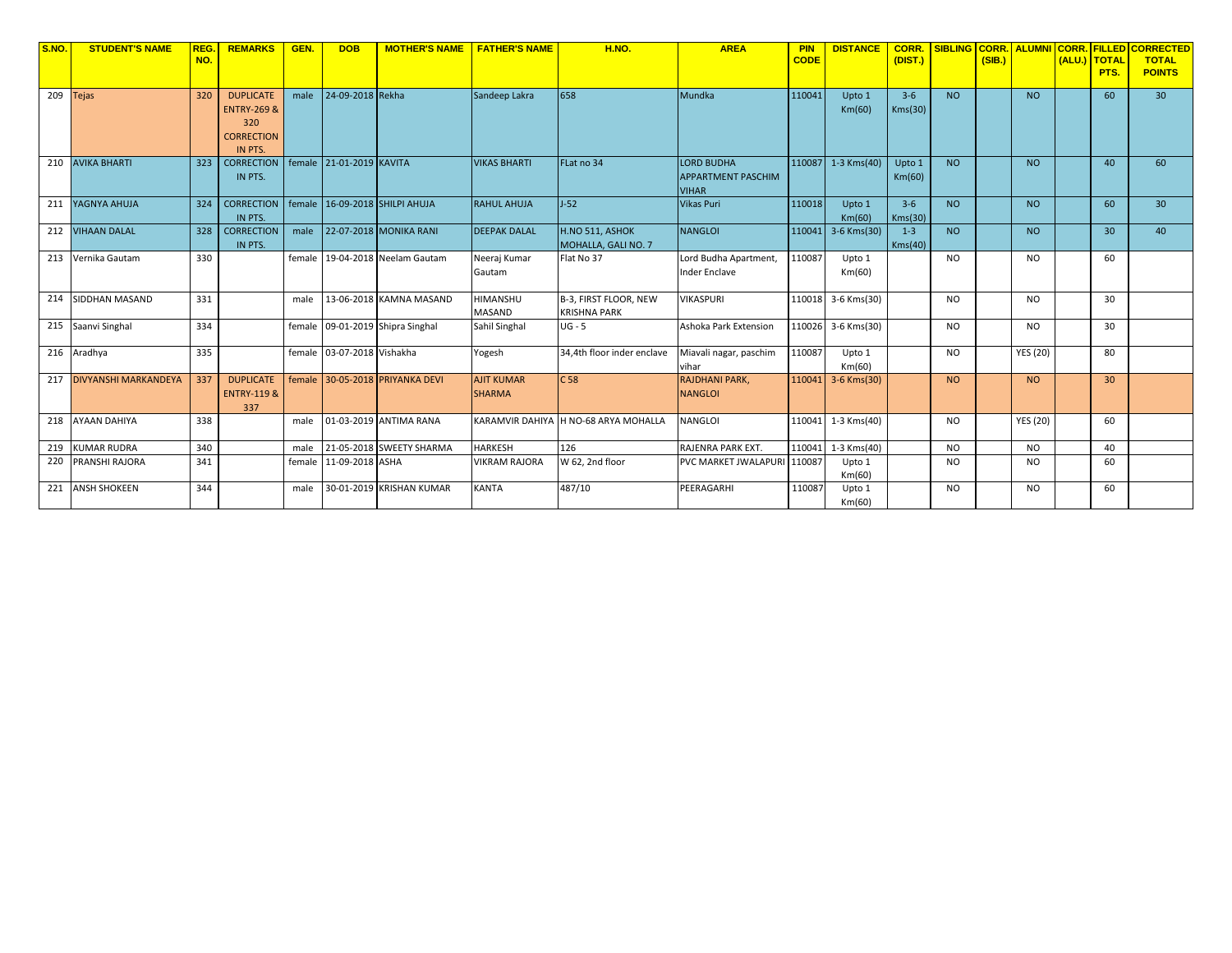| S.NO. | STUDENT'S NAME | REG. NO. | REMARKS | GEN. | DOB | MOTHER'S NAME | FATHER'S NAME | H.NO. | AREA | PIN CODE | DISTANCE | CORR. (DIST.) | SIBLING | CORR. (SIB.) | ALUMNI | CORR. (ALU.) | FILLED TOTAL PTS. | CORRECTED TOTAL POINTS |
|---|---|---|---|---|---|---|---|---|---|---|---|---|---|---|---|---|---|---|
| 209 | Tejas | 320 | DUPLICATE ENTRY-269 & 320 CORRECTION IN PTS. | male | 24-09-2018 | Rekha | Sandeep Lakra | 658 | Mundka | 110041 | Upto 1 Km(60) | 3-6 Kms(30) | NO | | NO | | 60 | 30 |
| 210 | AVIKA BHARTI | 323 | CORRECTION IN PTS. | female | 21-01-2019 | KAVITA | VIKAS BHARTI | FLat no 34 | LORD BUDHA APPARTMENT PASCHIM VIHAR | 110087 | 1-3 Kms(40) | Upto 1 Km(60) | NO | | NO | | 40 | 60 |
| 211 | YAGNYA AHUJA | 324 | CORRECTION IN PTS. | female | 16-09-2018 | SHILPI AHUJA | RAHUL AHUJA | J-52 | Vikas Puri | 110018 | Upto 1 Km(60) | 3-6 Kms(30) | NO | | NO | | 60 | 30 |
| 212 | VIHAAN DALAL | 328 | CORRECTION IN PTS. | male | 22-07-2018 | MONIKA RANI | DEEPAK DALAL | H.NO 511, ASHOK MOHALLA, GALI NO. 7 | NANGLOI | 110041 | 3-6 Kms(30) | 1-3 Kms(40) | NO | | NO | | 30 | 40 |
| 213 | Vernika Gautam | 330 | | female | 19-04-2018 | Neelam Gautam | Neeraj Kumar Gautam | Flat No 37 | Lord Budha Apartment, Inder Enclave | 110087 | Upto 1 Km(60) | | NO | | NO | | 60 | |
| 214 | SIDDHAN MASAND | 331 | | male | 13-06-2018 | KAMNA MASAND | HIMANSHU MASAND | B-3, FIRST FLOOR, NEW KRISHNA PARK | VIKASPURI | 110018 | 3-6 Kms(30) | | NO | | NO | | 30 | |
| 215 | Saanvi Singhal | 334 | | female | 09-01-2019 | Shipra Singhal | Sahil Singhal | UG - 5 | Ashoka Park Extension | 110026 | 3-6 Kms(30) | | NO | | NO | | 30 | |
| 216 | Aradhya | 335 | | female | 03-07-2018 | Vishakha | Yogesh | 34,4th floor inder enclave | Miavali nagar, paschim vihar | 110087 | Upto 1 Km(60) | | NO | | YES (20) | | 80 | |
| 217 | DIVYANSHI MARKANDEYA | 337 | DUPLICATE ENTRY-119 & 337 | female | 30-05-2018 | PRIYANKA DEVI | AJIT KUMAR SHARMA | C 58 | RAJDHANI PARK, NANGLOI | 110041 | 3-6 Kms(30) | | NO | | NO | | 30 | |
| 218 | AYAAN DAHIYA | 338 | | male | 01-03-2019 | ANTIMA RANA | KARAMVIR DAHIYA | H NO-68 ARYA MOHALLA | NANGLOI | 110041 | 1-3 Kms(40) | | NO | | YES (20) | | 60 | |
| 219 | KUMAR RUDRA | 340 | | male | 21-05-2018 | SWEETY SHARMA | HARKESH | 126 | RAJENRA PARK EXT. | 110041 | 1-3 Kms(40) | | NO | | NO | | 40 | |
| 220 | PRANSHI RAJORA | 341 | | female | 11-09-2018 | ASHA | VIKRAM RAJORA | W 62, 2nd floor | PVC MARKET JWALAPURI | 110087 | Upto 1 Km(60) | | NO | | NO | | 60 | |
| 221 | ANSH SHOKEEN | 344 | | male | 30-01-2019 | KRISHAN KUMAR | KANTA | 487/10 | PEERAGARHI | 110087 | Upto 1 Km(60) | | NO | | NO | | 60 | |